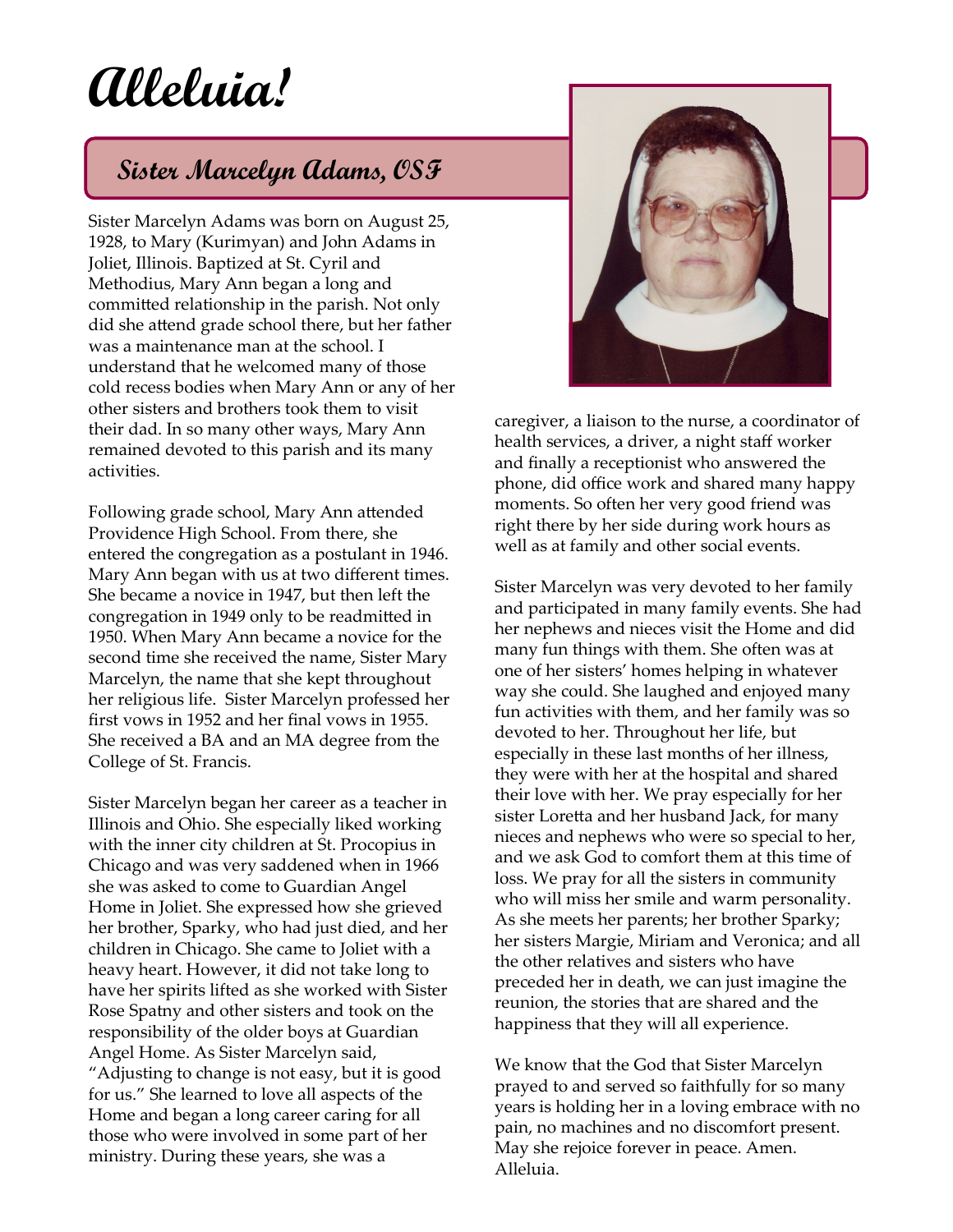# Alleluia!

## Sister Marcelyn Adams, OSF

Sister Marcelyn Adams was born on August 25, 1928, to Mary (Kurimyan) and John Adams in Joliet, Illinois. Baptized at St. Cyril and Methodius, Mary Ann began a long and committed relationship in the parish. Not only did she attend grade school there, but her father was a maintenance man at the school. I understand that he welcomed many of those cold recess bodies when Mary Ann or any of her other sisters and brothers took them to visit their dad. In so many other ways, Mary Ann remained devoted to this parish and its many activities.

Following grade school, Mary Ann attended Providence High School. From there, she entered the congregation as a postulant in 1946. Mary Ann began with us at two different times. She became a novice in 1947, but then left the congregation in 1949 only to be readmitted in 1950. When Mary Ann became a novice for the second time she received the name, Sister Mary Marcelyn, the name that she kept throughout her religious life. Sister Marcelyn professed her first vows in 1952 and her final vows in 1955. She received a BA and an MA degree from the College of St. Francis.

Sister Marcelyn began her career as a teacher in Illinois and Ohio. She especially liked working with the inner city children at St. Procopius in Chicago and was very saddened when in 1966 she was asked to come to Guardian Angel Home in Joliet. She expressed how she grieved her brother, Sparky, who had just died, and her children in Chicago. She came to Joliet with a heavy heart. However, it did not take long to have her spirits lifted as she worked with Sister Rose Spatny and other sisters and took on the responsibility of the older boys at Guardian Angel Home. As Sister Marcelyn said, "Adjusting to change is not easy, but it is good for us." She learned to love all aspects of the Home and began a long career caring for all those who were involved in some part of her ministry. During these years, she was a caregiver, a liaison to the nurse, a coordinator of health services, a driver, a night staff worker and finally a receptionist who answered the phone, did office work and shared many happy moments. So often her very good friend was right there by her side during work hours as well as at family and other social events.

Sister Marcelyn was very devoted to her family and participated in many family events. She had her nephews and nieces visit the Home and did many fun things with them. She often was at one of her sisters' homes helping in whatever way she could. She laughed and enjoyed many fun activities with them, and her family was so devoted to her. Throughout her life, but especially in these last months of her illness, they were with her at the hospital and shared their love with her. We pray especially for her sister Loretta and her husband Jack, for many nieces and nephews who were so special to her, and we ask God to comfort them at this time of loss. We pray for all the sisters in community who will miss her smile and warm personality. As she meets her parents; her brother Sparky; her sisters Margie, Miriam and Veronica; and all the other relatives and sisters who have preceded her in death, we can just imagine the reunion, the stories that are shared and the happiness that they will all experience.

We know that the God that Sister Marcelyn prayed to and served so faithfully for so many years is holding her in a loving embrace with no pain, no machines and no discomfort present. May she rejoice forever in peace. Amen. Alleluia.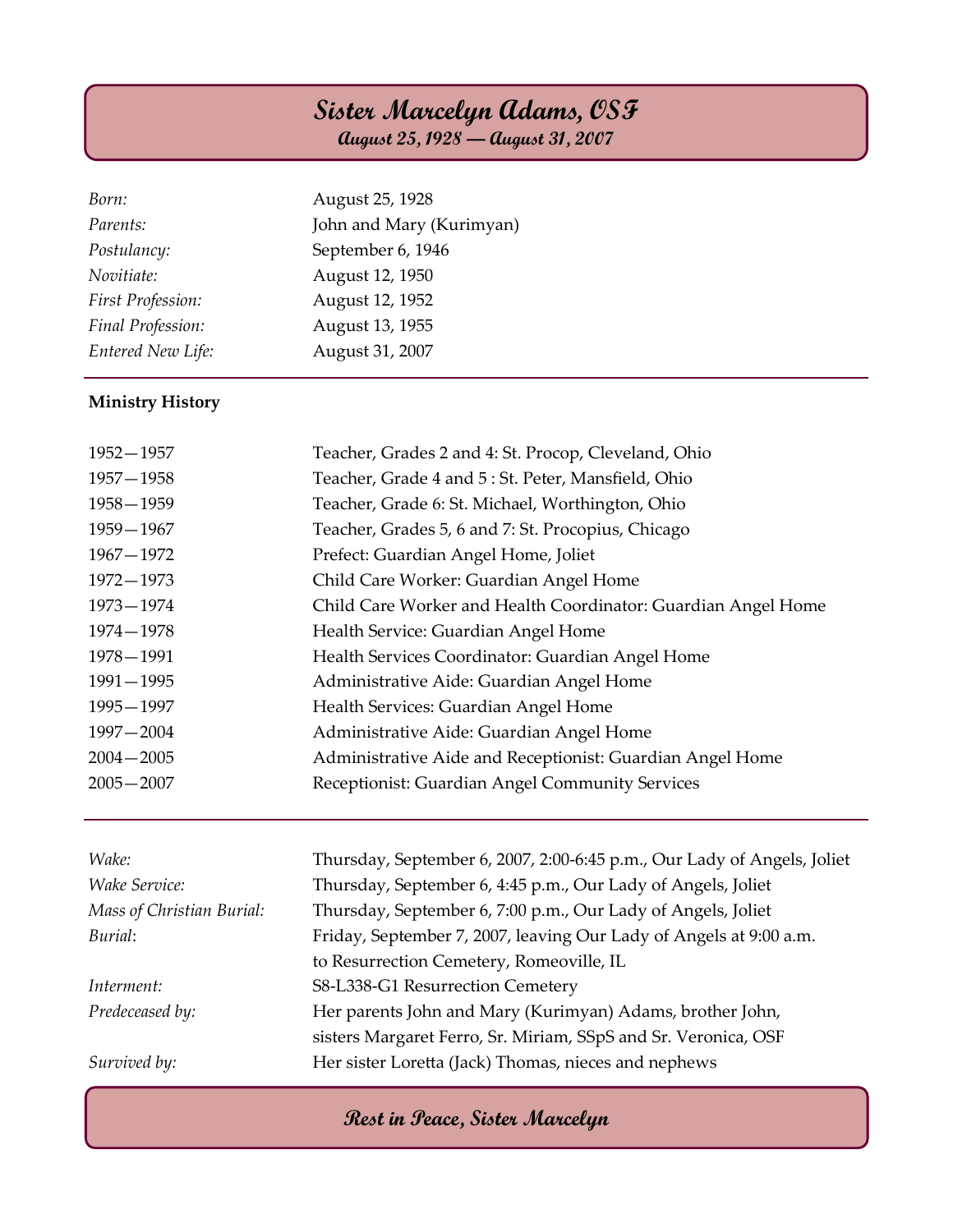# Sister Marcelyn Adams, OSF

**August 25, 1928 — August 31, 2007**

| | |
|---|---|
| *Born:* | August 25, 1928 |
| *Parents:* | John and Mary (Kurimyan) |
| *Postulancy:* | September 6, 1946 |
| *Novitiate:* | August 12, 1950 |
| *First Profession:* | August 12, 1952 |
| *Final Profession:* | August 13, 1955 |
| *Entered New Life:* | August 31, 2007 |

**Ministry History**

| | |
|---|---|
| 1952—1957 | Teacher, Grades 2 and 4: St. Procop, Cleveland, Ohio |
| 1957—1958 | Teacher, Grade 4 and 5 : St. Peter, Mansfield, Ohio |
| 1958—1959 | Teacher, Grade 6: St. Michael, Worthington, Ohio |
| 1959—1967 | Teacher, Grades 5, 6 and 7: St. Procopius, Chicago |
| 1967—1972 | Prefect: Guardian Angel Home, Joliet |
| 1972—1973 | Child Care Worker: Guardian Angel Home |
| 1973—1974 | Child Care Worker and Health Coordinator: Guardian Angel Home |
| 1974—1978 | Health Service: Guardian Angel Home |
| 1978—1991 | Health Services Coordinator: Guardian Angel Home |
| 1991—1995 | Administrative Aide: Guardian Angel Home |
| 1995—1997 | Health Services: Guardian Angel Home |
| 1997—2004 | Administrative Aide: Guardian Angel Home |
| 2004—2005 | Administrative Aide and Receptionist: Guardian Angel Home |
| 2005—2007 | Receptionist: Guardian Angel Community Services |

| | |
|---|---|
| *Wake:* | Thursday, September 6, 2007, 2:00-6:45 p.m., Our Lady of Angels, Joliet |
| *Wake Service:* | Thursday, September 6, 4:45 p.m., Our Lady of Angels, Joliet |
| *Mass of Christian Burial:* | Thursday, September 6, 7:00 p.m., Our Lady of Angels, Joliet |
| *Burial*: | Friday, September 7, 2007, leaving Our Lady of Angels at 9:00 a.m. to Resurrection Cemetery, Romeoville, IL |
| *Interment:* | S8-L338-G1 Resurrection Cemetery |
| *Predeceased by:* | Her parents John and Mary (Kurimyan) Adams, brother John, sisters Margaret Ferro, Sr. Miriam, SSpS and Sr. Veronica, OSF |
| *Survived by:* | Her sister Loretta (Jack) Thomas, nieces and nephews |

**Rest in Peace, Sister Marcelyn**